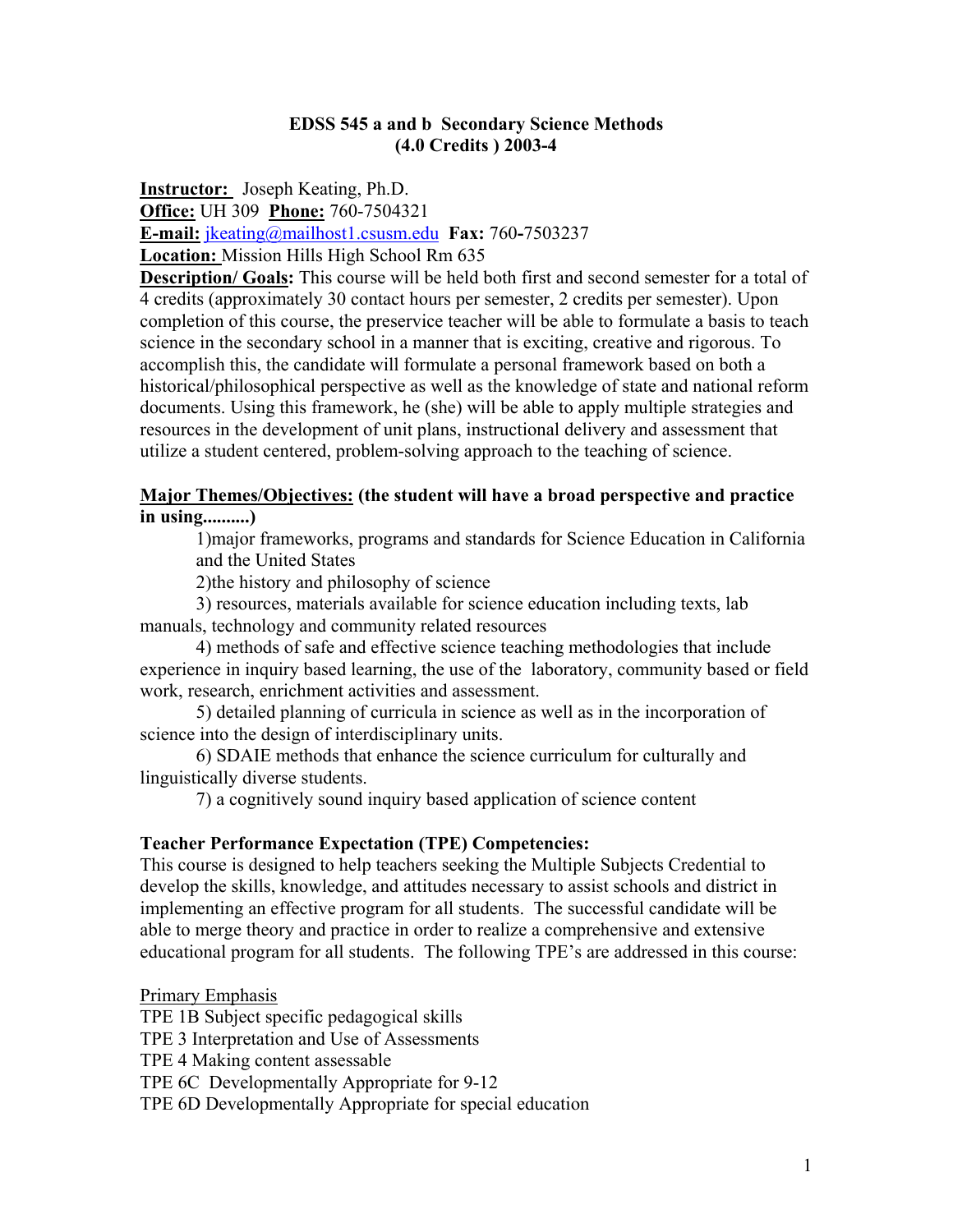**EDSS 545 a and b Secondary Science Methods**
**(4.0 Credits ) 2003-4**

**Instructor:** Joseph Keating, Ph.D.
**Office:** UH 309 **Phone:** 760-7504321
**E-mail:** jkeating@mailhost1.csusm.edu **Fax:** 760-7503237
**Location:** Mission Hills High School Rm 635

**Description/ Goals:** This course will be held both first and second semester for a total of 4 credits (approximately 30 contact hours per semester, 2 credits per semester). Upon completion of this course, the preservice teacher will be able to formulate a basis to teach science in the secondary school in a manner that is exciting, creative and rigorous. To accomplish this, the candidate will formulate a personal framework based on both a historical/philosophical perspective as well as the knowledge of state and national reform documents. Using this framework, he (she) will be able to apply multiple strategies and resources in the development of unit plans, instructional delivery and assessment that utilize a student centered, problem-solving approach to the teaching of science.

**Major Themes/Objectives: (the student will have a broad perspective and practice in using..........)**

1)major frameworks, programs and standards for Science Education in California and the United States

2)the history and philosophy of science

3) resources, materials available for science education including texts, lab manuals, technology and community related resources

4) methods of safe and effective science teaching methodologies that include experience in inquiry based learning, the use of the laboratory, community based or field work, research, enrichment activities and assessment.

5) detailed planning of curricula in science as well as in the incorporation of science into the design of interdisciplinary units.

6) SDAIE methods that enhance the science curriculum for culturally and linguistically diverse students.

7) a cognitively sound inquiry based application of science content

**Teacher Performance Expectation (TPE) Competencies:**

This course is designed to help teachers seeking the Multiple Subjects Credential to develop the skills, knowledge, and attitudes necessary to assist schools and district in implementing an effective program for all students. The successful candidate will be able to merge theory and practice in order to realize a comprehensive and extensive educational program for all students. The following TPE's are addressed in this course:

Primary Emphasis

TPE 1B Subject specific pedagogical skills
TPE 3 Interpretation and Use of Assessments
TPE 4 Making content assessable
TPE 6C Developmentally Appropriate for 9-12
TPE 6D Developmentally Appropriate for special education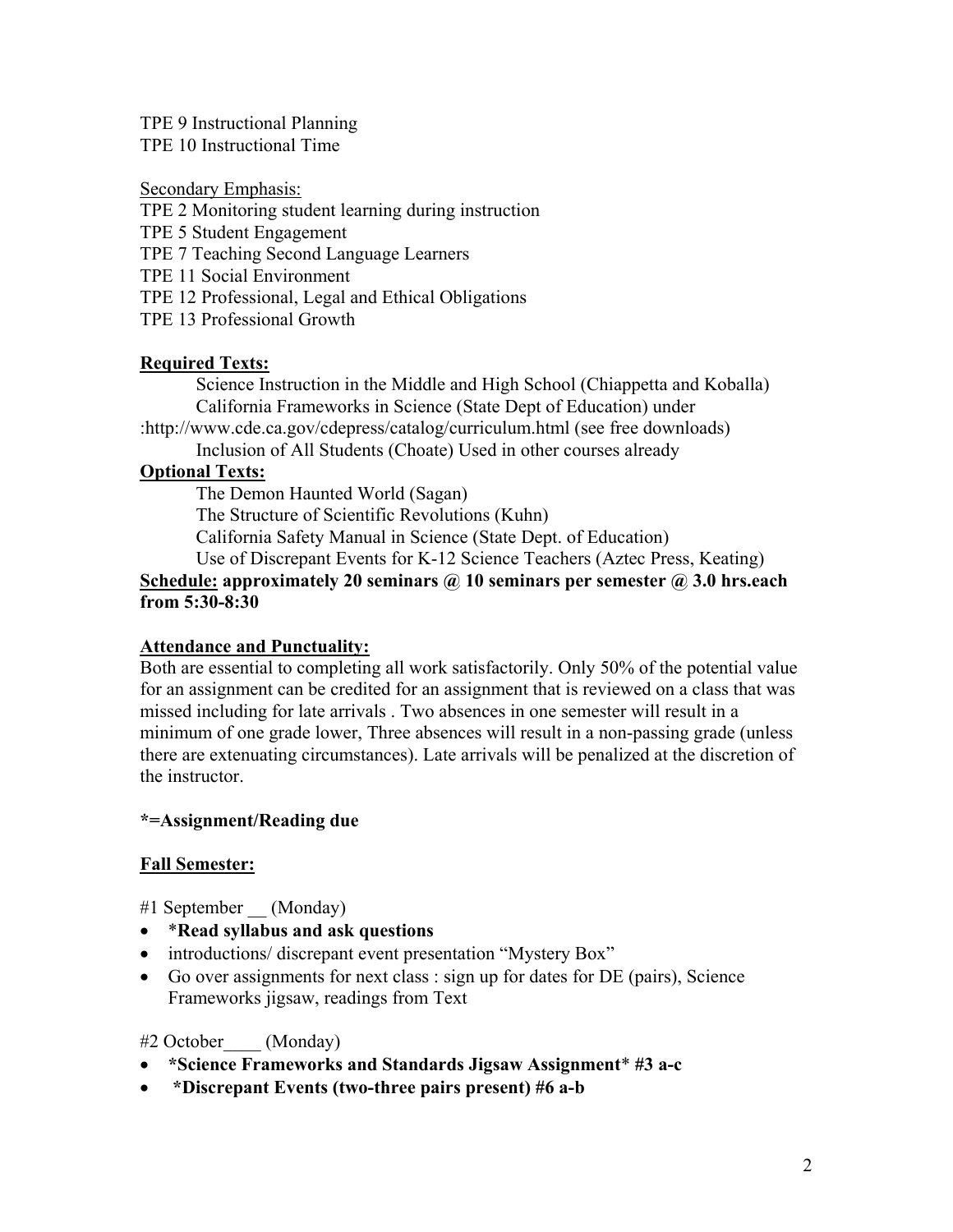TPE 9 Instructional Planning
TPE 10 Instructional Time

<u>Secondary Emphasis:</u>
TPE 2 Monitoring student learning during instruction
TPE 5 Student Engagement
TPE 7 Teaching Second Language Learners
TPE 11 Social Environment
TPE 12 Professional, Legal and Ethical Obligations
TPE 13 Professional Growth

**Required Texts:**

Science Instruction in the Middle and High School (Chiappetta and Koballa)
California Frameworks in Science (State Dept of Education) under
:http://www.cde.ca.gov/cdepress/catalog/curriculum.html (see free downloads)
Inclusion of All Students (Choate) Used in other courses already

**Optional Texts:**

The Demon Haunted World (Sagan)
The Structure of Scientific Revolutions (Kuhn)
California Safety Manual in Science (State Dept. of Education)
Use of Discrepant Events for K-12 Science Teachers (Aztec Press, Keating)

**Schedule: approximately 20 seminars @ 10 seminars per semester @ 3.0 hrs.each from 5:30-8:30**

**Attendance and Punctuality:**

Both are essential to completing all work satisfactorily. Only 50% of the potential value for an assignment can be credited for an assignment that is reviewed on a class that was missed including for late arrivals . Two absences in one semester will result in a minimum of one grade lower, Three absences will result in a non-passing grade (unless there are extenuating circumstances). Late arrivals will be penalized at the discretion of the instructor.

***=Assignment/Reading due**

**Fall Semester:**

#1 September __ (Monday)

- ***Read syllabus and ask questions**
- introductions/ discrepant event presentation "Mystery Box"
- Go over assignments for next class : sign up for dates for DE (pairs), Science Frameworks jigsaw, readings from Text

#2 October____ (Monday)

- ***Science Frameworks and Standards Jigsaw Assignment* #3 a-c**
- ***Discrepant Events (two-three pairs present) #6 a-b**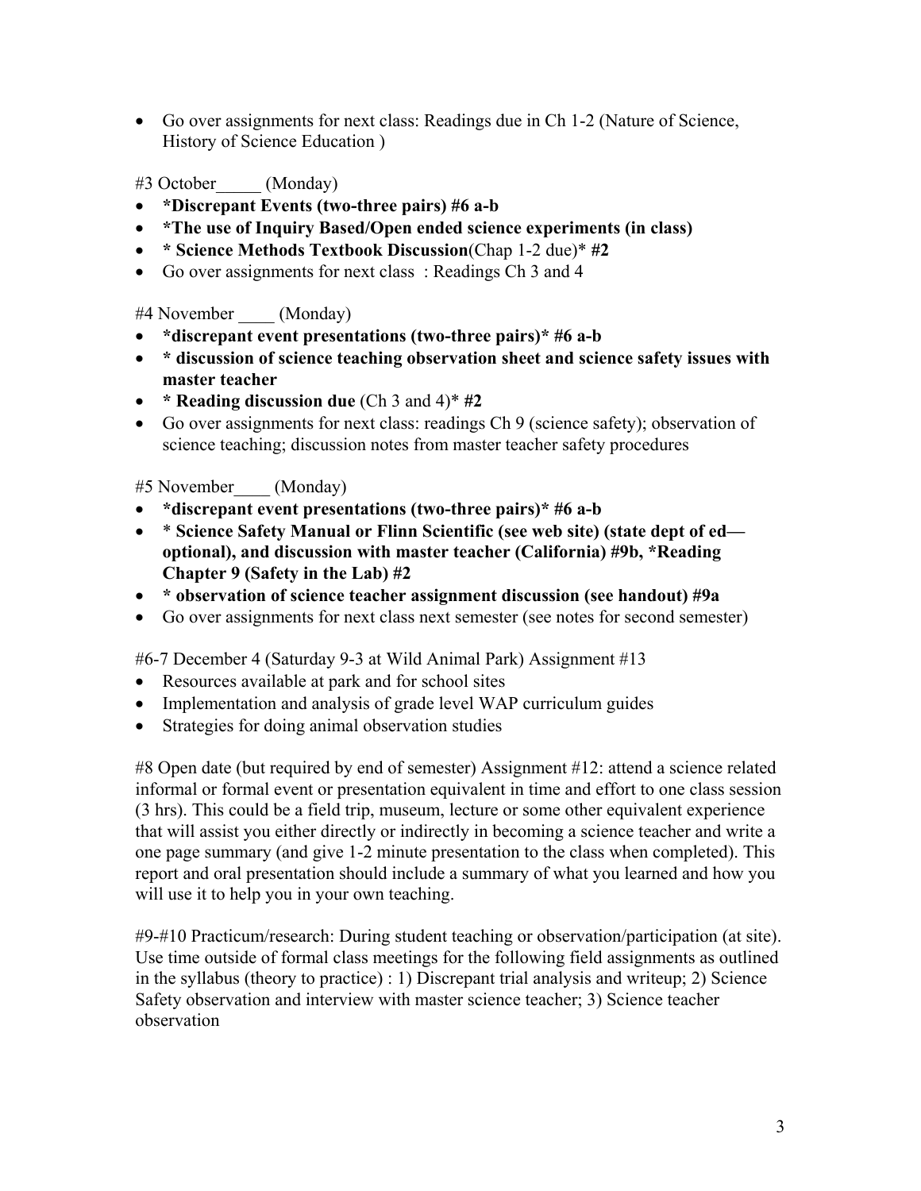- Go over assignments for next class: Readings due in Ch 1-2 (Nature of Science, History of Science Education )

#3 October_____ (Monday)

- ***Discrepant Events (two-three pairs) #6 a-b**
- ***The use of Inquiry Based/Open ended science experiments (in class)**
- *** Science Methods Textbook Discussion**(Chap 1-2 due)* **#2**
- Go over assignments for next class : Readings Ch 3 and 4

#4 November ____ (Monday)

- ***discrepant event presentations (two-three pairs)* #6 a-b**
- *** discussion of science teaching observation sheet and science safety issues with master teacher**
- *** Reading discussion due** (Ch 3 and 4)* **#2**
- Go over assignments for next class: readings Ch 9 (science safety); observation of science teaching; discussion notes from master teacher safety procedures

#5 November____ (Monday)

- ***discrepant event presentations (two-three pairs)* #6 a-b**
- * **Science Safety Manual or Flinn Scientific (see web site) (state dept of ed—optional), and discussion with master teacher (California) #9b, *Reading Chapter 9 (Safety in the Lab) #2**
- *** observation of science teacher assignment discussion (see handout) #9a**
- Go over assignments for next class next semester (see notes for second semester)

#6-7 December 4 (Saturday 9-3 at Wild Animal Park) Assignment #13

- Resources available at park and for school sites
- Implementation and analysis of grade level WAP curriculum guides
- Strategies for doing animal observation studies

#8 Open date (but required by end of semester) Assignment #12: attend a science related informal or formal event or presentation equivalent in time and effort to one class session (3 hrs). This could be a field trip, museum, lecture or some other equivalent experience that will assist you either directly or indirectly in becoming a science teacher and write a one page summary (and give 1-2 minute presentation to the class when completed). This report and oral presentation should include a summary of what you learned and how you will use it to help you in your own teaching.

#9-#10 Practicum/research: During student teaching or observation/participation (at site). Use time outside of formal class meetings for the following field assignments as outlined in the syllabus (theory to practice) : 1) Discrepant trial analysis and writeup; 2) Science Safety observation and interview with master science teacher; 3) Science teacher observation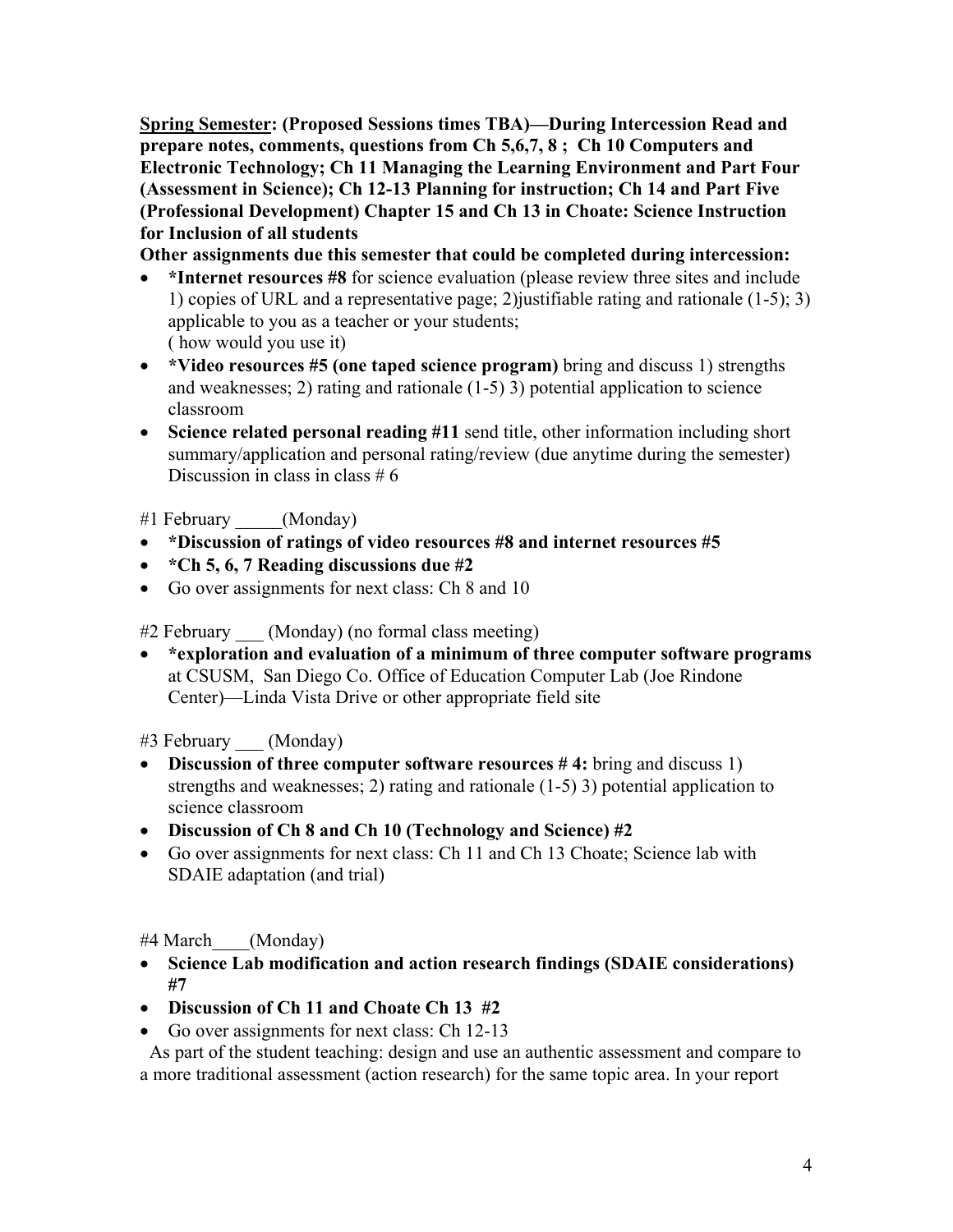**<u>Spring Semester</u>: (Proposed Sessions times TBA)—During Intercession Read and prepare notes, comments, questions from Ch 5,6,7, 8 ; Ch 10 Computers and Electronic Technology; Ch 11 Managing the Learning Environment and Part Four (Assessment in Science); Ch 12-13 Planning for instruction; Ch 14 and Part Five (Professional Development) Chapter 15 and Ch 13 in Choate: Science Instruction for Inclusion of all students**

**Other assignments due this semester that could be completed during intercession:**

- ***Internet resources #8** for science evaluation (please review three sites and include 1) copies of URL and a representative page; 2)justifiable rating and rationale (1-5); 3) applicable to you as a teacher or your students; ( how would you use it)
- ***Video resources #5 (one taped science program)** bring and discuss 1) strengths and weaknesses; 2) rating and rationale (1-5) 3) potential application to science classroom
- **Science related personal reading #11** send title, other information including short summary/application and personal rating/review (due anytime during the semester) Discussion in class in class # 6

#1 February _____(Monday)

- ***Discussion of ratings of video resources #8 and internet resources #5**
- ***Ch 5, 6, 7 Reading discussions due #2**
- Go over assignments for next class: Ch 8 and 10

#2 February ___ (Monday) (no formal class meeting)

- ***exploration and evaluation of a minimum of three computer software programs** at CSUSM, San Diego Co. Office of Education Computer Lab (Joe Rindone Center)—Linda Vista Drive or other appropriate field site

#3 February ___ (Monday)

- **Discussion of three computer software resources # 4:** bring and discuss 1) strengths and weaknesses; 2) rating and rationale (1-5) 3) potential application to science classroom
- **Discussion of Ch 8 and Ch 10 (Technology and Science) #2**
- Go over assignments for next class: Ch 11 and Ch 13 Choate; Science lab with SDAIE adaptation (and trial)

#4 March____(Monday)

- **Science Lab modification and action research findings (SDAIE considerations) #7**
- **Discussion of Ch 11 and Choate Ch 13 #2**
- Go over assignments for next class: Ch 12-13

As part of the student teaching: design and use an authentic assessment and compare to a more traditional assessment (action research) for the same topic area. In your report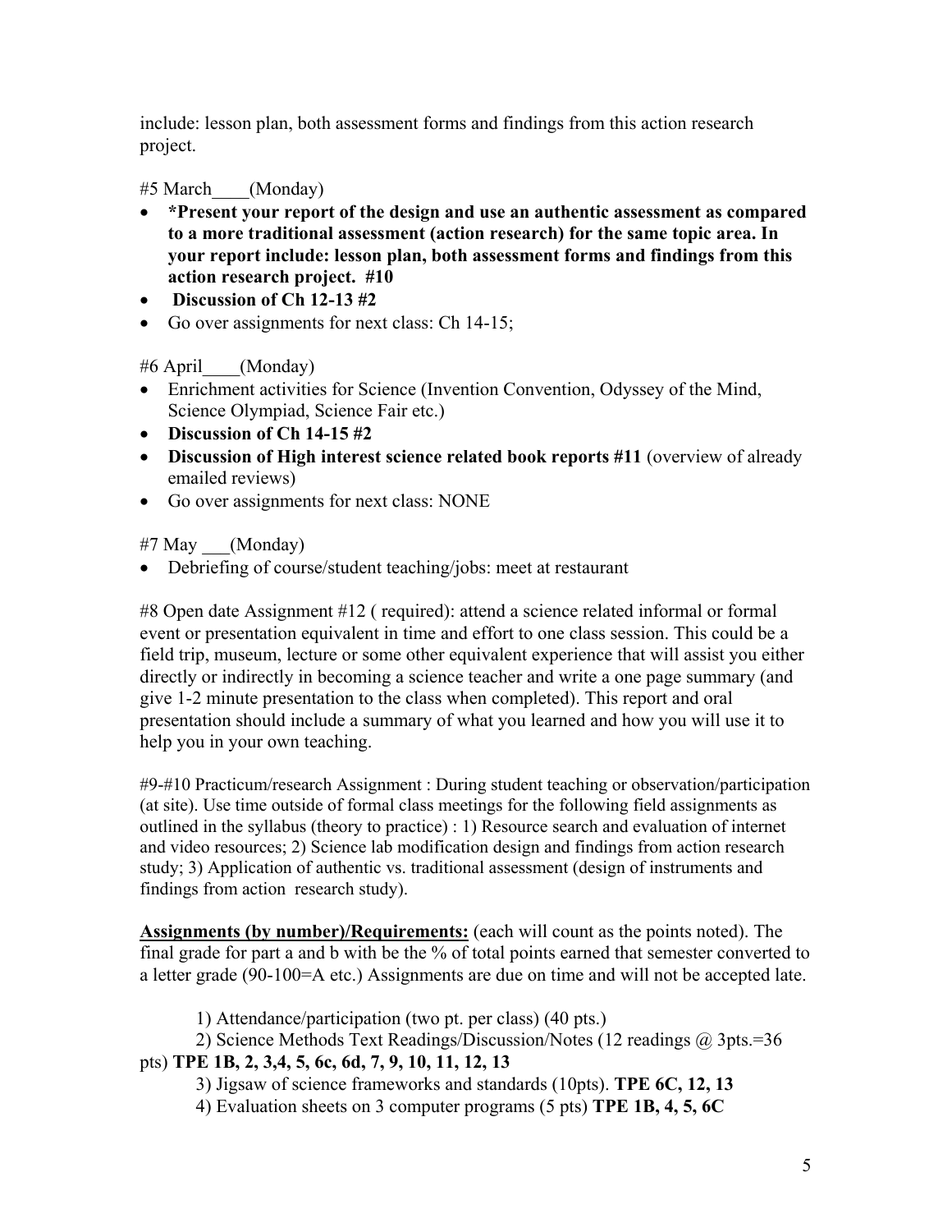include: lesson plan, both assessment forms and findings from this action research project.

#5 March____(Monday)

- **\*Present your report of the design and use an authentic assessment as compared to a more traditional assessment (action research) for the same topic area. In your report include: lesson plan, both assessment forms and findings from this action research project. #10**
- **Discussion of Ch 12-13 #2**
- Go over assignments for next class: Ch 14-15;

#6 April____(Monday)

- Enrichment activities for Science (Invention Convention, Odyssey of the Mind, Science Olympiad, Science Fair etc.)
- **Discussion of Ch 14-15 #2**
- **Discussion of High interest science related book reports #11** (overview of already emailed reviews)
- Go over assignments for next class: NONE

#7 May ___(Monday)

- Debriefing of course/student teaching/jobs: meet at restaurant

#8 Open date Assignment #12 ( required): attend a science related informal or formal event or presentation equivalent in time and effort to one class session. This could be a field trip, museum, lecture or some other equivalent experience that will assist you either directly or indirectly in becoming a science teacher and write a one page summary (and give 1-2 minute presentation to the class when completed). This report and oral presentation should include a summary of what you learned and how you will use it to help you in your own teaching.

#9-#10 Practicum/research Assignment : During student teaching or observation/participation (at site). Use time outside of formal class meetings for the following field assignments as outlined in the syllabus (theory to practice) : 1) Resource search and evaluation of internet and video resources; 2) Science lab modification design and findings from action research study; 3) Application of authentic vs. traditional assessment (design of instruments and findings from action research study).

**<u>Assignments (by number)/Requirements:</u>** (each will count as the points noted). The final grade for part a and b with be the % of total points earned that semester converted to a letter grade (90-100=A etc.) Assignments are due on time and will not be accepted late.

1) Attendance/participation (two pt. per class) (40 pts.)
2) Science Methods Text Readings/Discussion/Notes (12 readings @ 3pts.=36 pts) **TPE 1B, 2, 3,4, 5, 6c, 6d, 7, 9, 10, 11, 12, 13**
3) Jigsaw of science frameworks and standards (10pts). **TPE 6C, 12, 13**
4) Evaluation sheets on 3 computer programs (5 pts) **TPE 1B, 4, 5, 6C**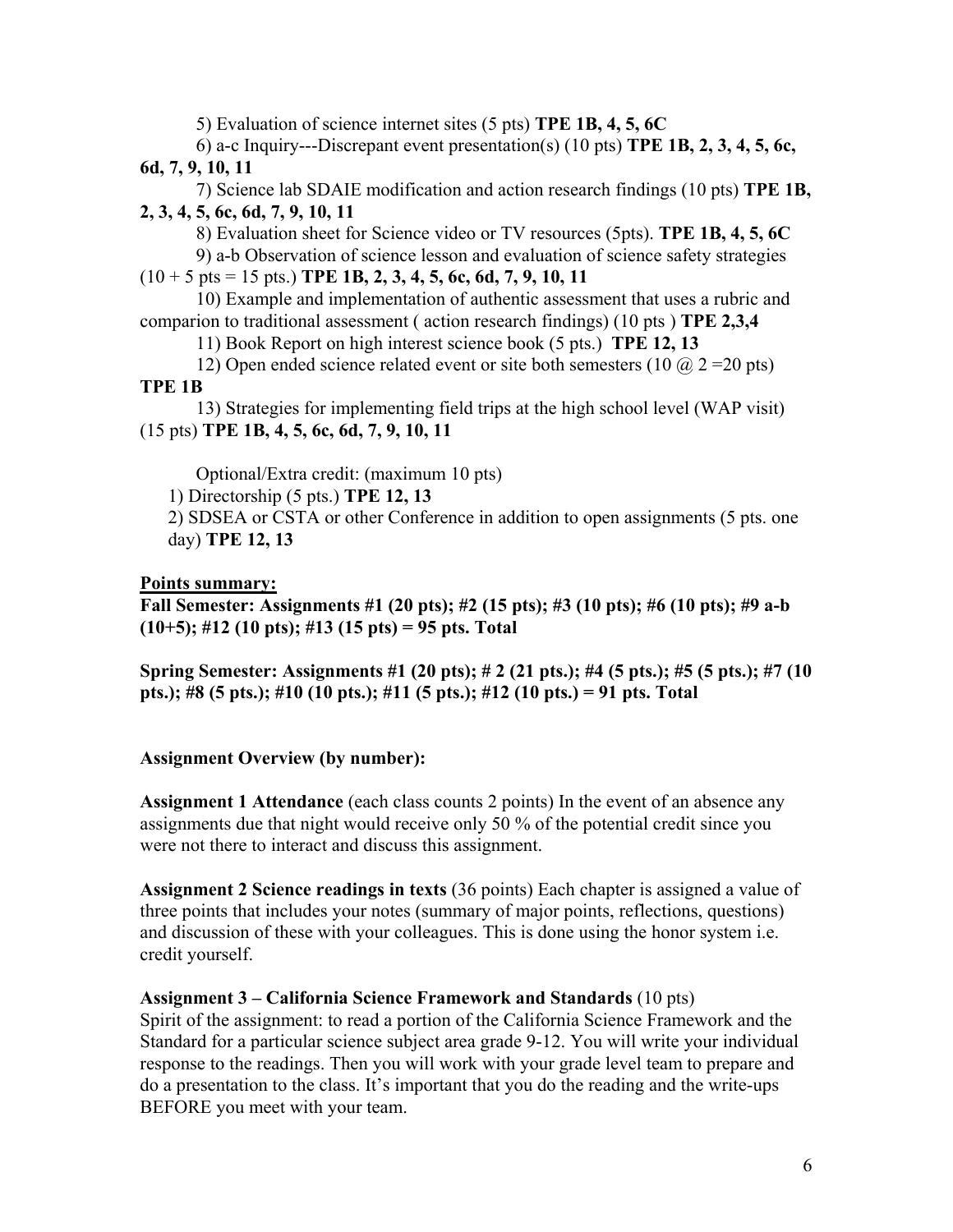5) Evaluation of science internet sites (5 pts) **TPE 1B, 4, 5, 6C**

6) a-c Inquiry---Discrepant event presentation(s) (10 pts) **TPE 1B, 2, 3, 4, 5, 6c, 6d, 7, 9, 10, 11**

7) Science lab SDAIE modification and action research findings (10 pts) **TPE 1B, 2, 3, 4, 5, 6c, 6d, 7, 9, 10, 11**

8) Evaluation sheet for Science video or TV resources (5pts). **TPE 1B, 4, 5, 6C**

9) a-b Observation of science lesson and evaluation of science safety strategies (10 + 5 pts = 15 pts.) **TPE 1B, 2, 3, 4, 5, 6c, 6d, 7, 9, 10, 11**

10) Example and implementation of authentic assessment that uses a rubric and comparion to traditional assessment ( action research findings) (10 pts ) **TPE 2,3,4**

11) Book Report on high interest science book (5 pts.) **TPE 12, 13**

12) Open ended science related event or site both semesters (10 @ 2 =20 pts) **TPE 1B**

13) Strategies for implementing field trips at the high school level (WAP visit) (15 pts) **TPE 1B, 4, 5, 6c, 6d, 7, 9, 10, 11**

Optional/Extra credit: (maximum 10 pts)

1) Directorship (5 pts.) **TPE 12, 13**

2) SDSEA or CSTA or other Conference in addition to open assignments (5 pts. one day) **TPE 12, 13**

**Points summary:**

**Fall Semester: Assignments #1 (20 pts); #2 (15 pts); #3 (10 pts); #6 (10 pts); #9 a-b (10+5); #12 (10 pts); #13 (15 pts) = 95 pts. Total**

**Spring Semester: Assignments #1 (20 pts); # 2 (21 pts.); #4 (5 pts.); #5 (5 pts.); #7 (10 pts.); #8 (5 pts.); #10 (10 pts.); #11 (5 pts.); #12 (10 pts.) = 91 pts. Total**

**Assignment Overview (by number):**

**Assignment 1 Attendance** (each class counts 2 points) In the event of an absence any assignments due that night would receive only 50 % of the potential credit since you were not there to interact and discuss this assignment.

**Assignment 2 Science readings in texts** (36 points) Each chapter is assigned a value of three points that includes your notes (summary of major points, reflections, questions) and discussion of these with your colleagues. This is done using the honor system i.e. credit yourself.

**Assignment 3 – California Science Framework and Standards** (10 pts)
Spirit of the assignment: to read a portion of the California Science Framework and the Standard for a particular science subject area grade 9-12. You will write your individual response to the readings. Then you will work with your grade level team to prepare and do a presentation to the class. It's important that you do the reading and the write-ups BEFORE you meet with your team.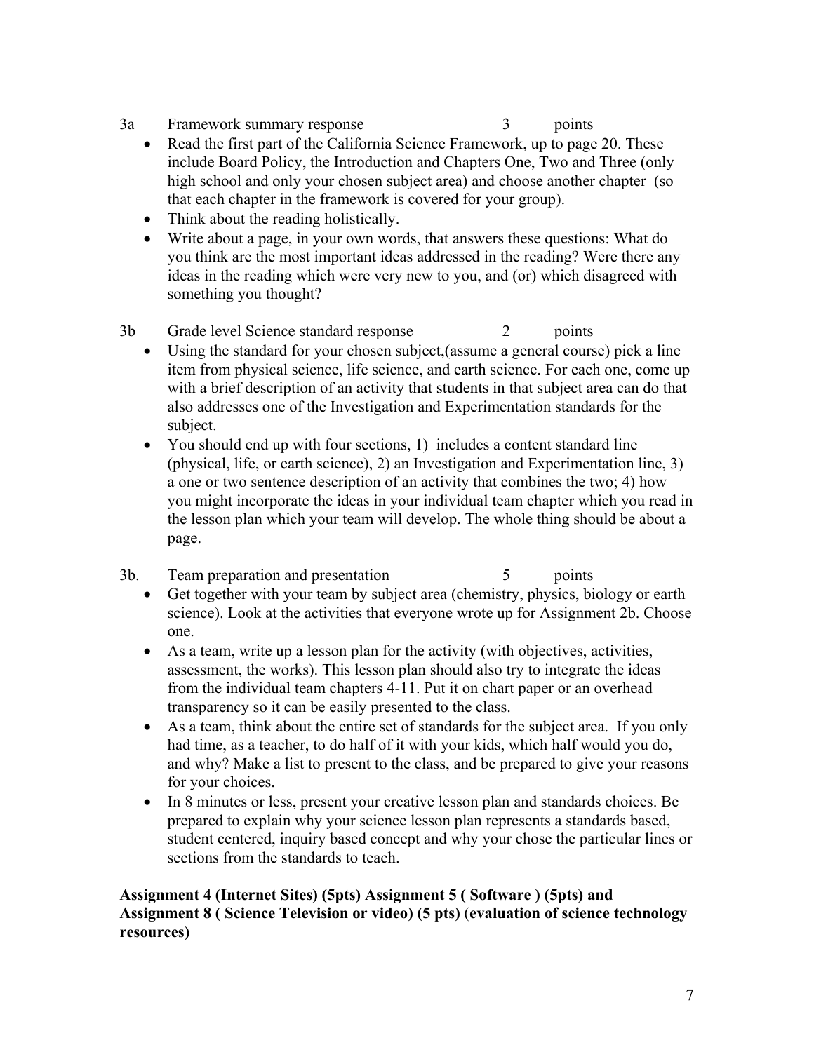3a Framework summary response 3 points

- Read the first part of the California Science Framework, up to page 20. These include Board Policy, the Introduction and Chapters One, Two and Three (only high school and only your chosen subject area) and choose another chapter (so that each chapter in the framework is covered for your group).
- Think about the reading holistically.
- Write about a page, in your own words, that answers these questions: What do you think are the most important ideas addressed in the reading? Were there any ideas in the reading which were very new to you, and (or) which disagreed with something you thought?

3b Grade level Science standard response 2 points

- Using the standard for your chosen subject,(assume a general course) pick a line item from physical science, life science, and earth science. For each one, come up with a brief description of an activity that students in that subject area can do that also addresses one of the Investigation and Experimentation standards for the subject.
- You should end up with four sections, 1) includes a content standard line (physical, life, or earth science), 2) an Investigation and Experimentation line, 3) a one or two sentence description of an activity that combines the two; 4) how you might incorporate the ideas in your individual team chapter which you read in the lesson plan which your team will develop. The whole thing should be about a page.

3b. Team preparation and presentation 5 points

- Get together with your team by subject area (chemistry, physics, biology or earth science). Look at the activities that everyone wrote up for Assignment 2b. Choose one.
- As a team, write up a lesson plan for the activity (with objectives, activities, assessment, the works). This lesson plan should also try to integrate the ideas from the individual team chapters 4-11. Put it on chart paper or an overhead transparency so it can be easily presented to the class.
- As a team, think about the entire set of standards for the subject area. If you only had time, as a teacher, to do half of it with your kids, which half would you do, and why? Make a list to present to the class, and be prepared to give your reasons for your choices.
- In 8 minutes or less, present your creative lesson plan and standards choices. Be prepared to explain why your science lesson plan represents a standards based, student centered, inquiry based concept and why your chose the particular lines or sections from the standards to teach.

**Assignment 4 (Internet Sites) (5pts) Assignment 5 ( Software ) (5pts) and Assignment 8 ( Science Television or video) (5 pts) (evaluation of science technology resources)**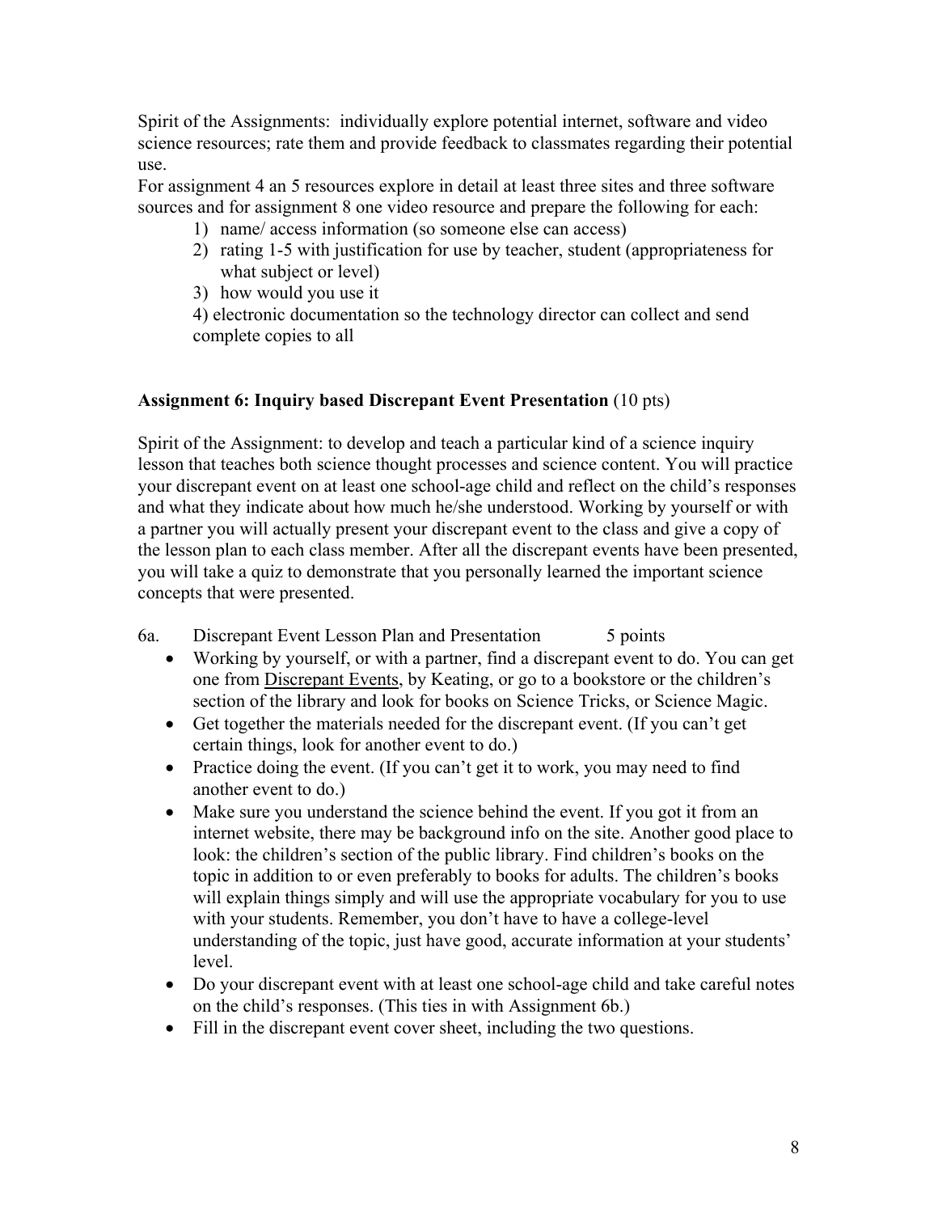Spirit of the Assignments: individually explore potential internet, software and video science resources; rate them and provide feedback to classmates regarding their potential use.

For assignment 4 an 5 resources explore in detail at least three sites and three software sources and for assignment 8 one video resource and prepare the following for each:

1) name/ access information (so someone else can access)
2) rating 1-5 with justification for use by teacher, student (appropriateness for what subject or level)
3) how would you use it
4) electronic documentation so the technology director can collect and send complete copies to all

**Assignment 6: Inquiry based Discrepant Event Presentation** (10 pts)

Spirit of the Assignment: to develop and teach a particular kind of a science inquiry lesson that teaches both science thought processes and science content. You will practice your discrepant event on at least one school-age child and reflect on the child's responses and what they indicate about how much he/she understood. Working by yourself or with a partner you will actually present your discrepant event to the class and give a copy of the lesson plan to each class member. After all the discrepant events have been presented, you will take a quiz to demonstrate that you personally learned the important science concepts that were presented.

6a. Discrepant Event Lesson Plan and Presentation 5 points

- Working by yourself, or with a partner, find a discrepant event to do. You can get one from Discrepant Events, by Keating, or go to a bookstore or the children's section of the library and look for books on Science Tricks, or Science Magic.
- Get together the materials needed for the discrepant event. (If you can't get certain things, look for another event to do.)
- Practice doing the event. (If you can't get it to work, you may need to find another event to do.)
- Make sure you understand the science behind the event. If you got it from an internet website, there may be background info on the site. Another good place to look: the children's section of the public library. Find children's books on the topic in addition to or even preferably to books for adults. The children's books will explain things simply and will use the appropriate vocabulary for you to use with your students. Remember, you don't have to have a college-level understanding of the topic, just have good, accurate information at your students' level.
- Do your discrepant event with at least one school-age child and take careful notes on the child's responses. (This ties in with Assignment 6b.)
- Fill in the discrepant event cover sheet, including the two questions.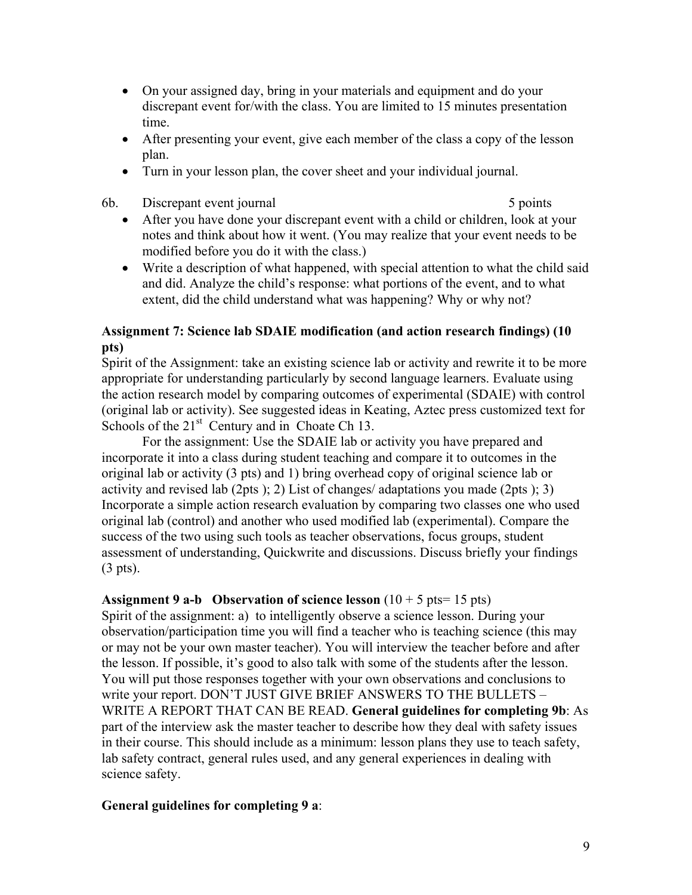- On your assigned day, bring in your materials and equipment and do your discrepant event for/with the class. You are limited to 15 minutes presentation time.
- After presenting your event, give each member of the class a copy of the lesson plan.
- Turn in your lesson plan, the cover sheet and your individual journal.

6b. Discrepant event journal 5 points

- After you have done your discrepant event with a child or children, look at your notes and think about how it went. (You may realize that your event needs to be modified before you do it with the class.)
- Write a description of what happened, with special attention to what the child said and did. Analyze the child's response: what portions of the event, and to what extent, did the child understand what was happening? Why or why not?

**Assignment 7: Science lab SDAIE modification (and action research findings) (10 pts)**

Spirit of the Assignment: take an existing science lab or activity and rewrite it to be more appropriate for understanding particularly by second language learners. Evaluate using the action research model by comparing outcomes of experimental (SDAIE) with control (original lab or activity). See suggested ideas in Keating, Aztec press customized text for Schools of the 21st Century and in Choate Ch 13.

For the assignment: Use the SDAIE lab or activity you have prepared and incorporate it into a class during student teaching and compare it to outcomes in the original lab or activity (3 pts) and 1) bring overhead copy of original science lab or activity and revised lab (2pts ); 2) List of changes/ adaptations you made (2pts ); 3) Incorporate a simple action research evaluation by comparing two classes one who used original lab (control) and another who used modified lab (experimental). Compare the success of the two using such tools as teacher observations, focus groups, student assessment of understanding, Quickwrite and discussions. Discuss briefly your findings (3 pts).

**Assignment 9 a-b Observation of science lesson** (10 + 5 pts= 15 pts)

Spirit of the assignment: a) to intelligently observe a science lesson. During your observation/participation time you will find a teacher who is teaching science (this may or may not be your own master teacher). You will interview the teacher before and after the lesson. If possible, it's good to also talk with some of the students after the lesson. You will put those responses together with your own observations and conclusions to write your report. DON'T JUST GIVE BRIEF ANSWERS TO THE BULLETS – WRITE A REPORT THAT CAN BE READ. **General guidelines for completing 9b**: As part of the interview ask the master teacher to describe how they deal with safety issues in their course. This should include as a minimum: lesson plans they use to teach safety, lab safety contract, general rules used, and any general experiences in dealing with science safety.

**General guidelines for completing 9 a**: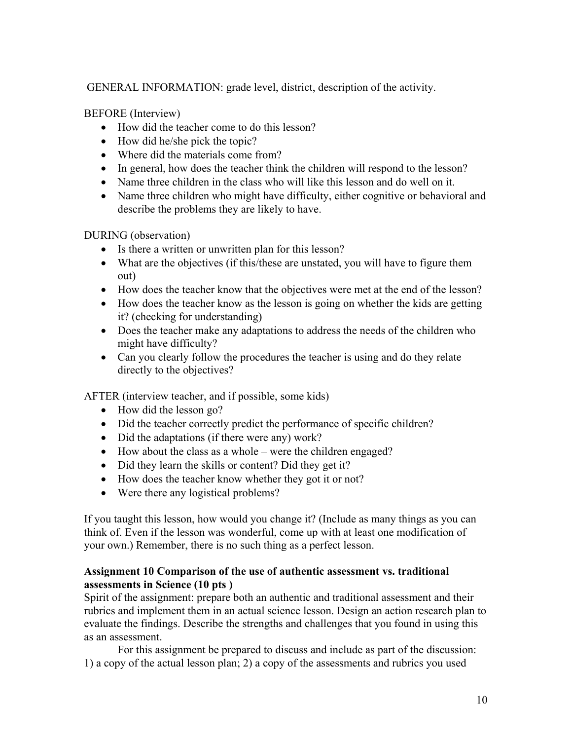GENERAL INFORMATION: grade level, district, description of the activity.

BEFORE (Interview)

- How did the teacher come to do this lesson?
- How did he/she pick the topic?
- Where did the materials come from?
- In general, how does the teacher think the children will respond to the lesson?
- Name three children in the class who will like this lesson and do well on it.
- Name three children who might have difficulty, either cognitive or behavioral and describe the problems they are likely to have.

DURING (observation)

- Is there a written or unwritten plan for this lesson?
- What are the objectives (if this/these are unstated, you will have to figure them out)
- How does the teacher know that the objectives were met at the end of the lesson?
- How does the teacher know as the lesson is going on whether the kids are getting it? (checking for understanding)
- Does the teacher make any adaptations to address the needs of the children who might have difficulty?
- Can you clearly follow the procedures the teacher is using and do they relate directly to the objectives?

AFTER (interview teacher, and if possible, some kids)

- How did the lesson go?
- Did the teacher correctly predict the performance of specific children?
- Did the adaptations (if there were any) work?
- How about the class as a whole – were the children engaged?
- Did they learn the skills or content? Did they get it?
- How does the teacher know whether they got it or not?
- Were there any logistical problems?

If you taught this lesson, how would you change it? (Include as many things as you can think of. Even if the lesson was wonderful, come up with at least one modification of your own.) Remember, there is no such thing as a perfect lesson.

**Assignment 10 Comparison of the use of authentic assessment vs. traditional assessments in Science (10 pts )**

Spirit of the assignment: prepare both an authentic and traditional assessment and their rubrics and implement them in an actual science lesson. Design an action research plan to evaluate the findings. Describe the strengths and challenges that you found in using this as an assessment.

For this assignment be prepared to discuss and include as part of the discussion: 1) a copy of the actual lesson plan; 2) a copy of the assessments and rubrics you used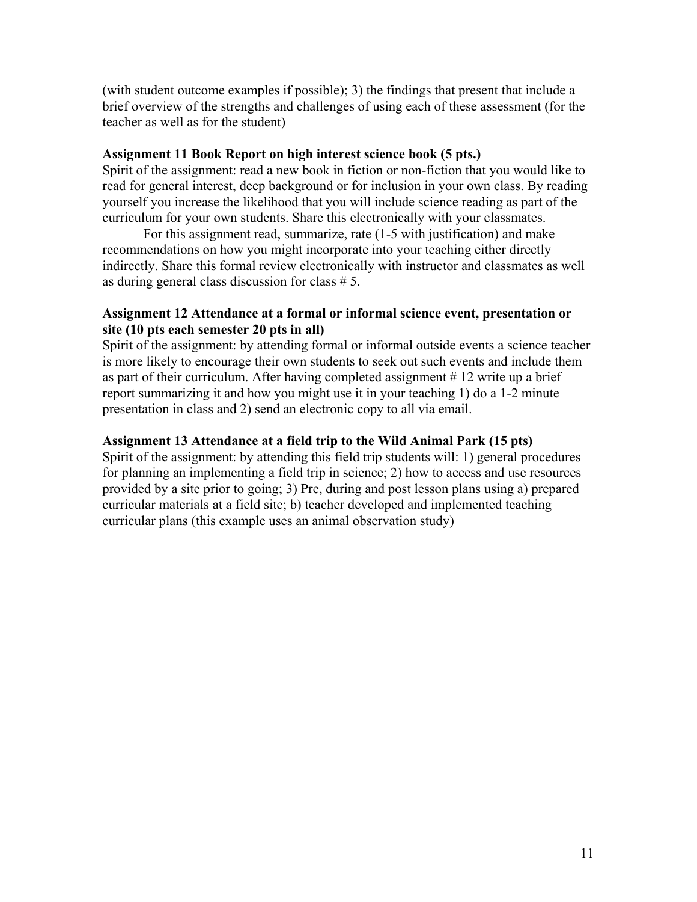(with student outcome examples if possible); 3) the findings that present that include a brief overview of the strengths and challenges of using each of these assessment (for the teacher as well as for the student)

**Assignment 11 Book Report on high interest science book (5 pts.)**

Spirit of the assignment: read a new book in fiction or non-fiction that you would like to read for general interest, deep background or for inclusion in your own class. By reading yourself you increase the likelihood that you will include science reading as part of the curriculum for your own students. Share this electronically with your classmates.

For this assignment read, summarize, rate (1-5 with justification) and make recommendations on how you might incorporate into your teaching either directly indirectly. Share this formal review electronically with instructor and classmates as well as during general class discussion for class # 5.

**Assignment 12 Attendance at a formal or informal science event, presentation or site (10 pts each semester 20 pts in all)**

Spirit of the assignment: by attending formal or informal outside events a science teacher is more likely to encourage their own students to seek out such events and include them as part of their curriculum. After having completed assignment # 12 write up a brief report summarizing it and how you might use it in your teaching 1) do a 1-2 minute presentation in class and 2) send an electronic copy to all via email.

**Assignment 13 Attendance at a field trip to the Wild Animal Park (15 pts)**

Spirit of the assignment: by attending this field trip students will: 1) general procedures for planning an implementing a field trip in science; 2) how to access and use resources provided by a site prior to going; 3) Pre, during and post lesson plans using a) prepared curricular materials at a field site; b) teacher developed and implemented teaching curricular plans (this example uses an animal observation study)